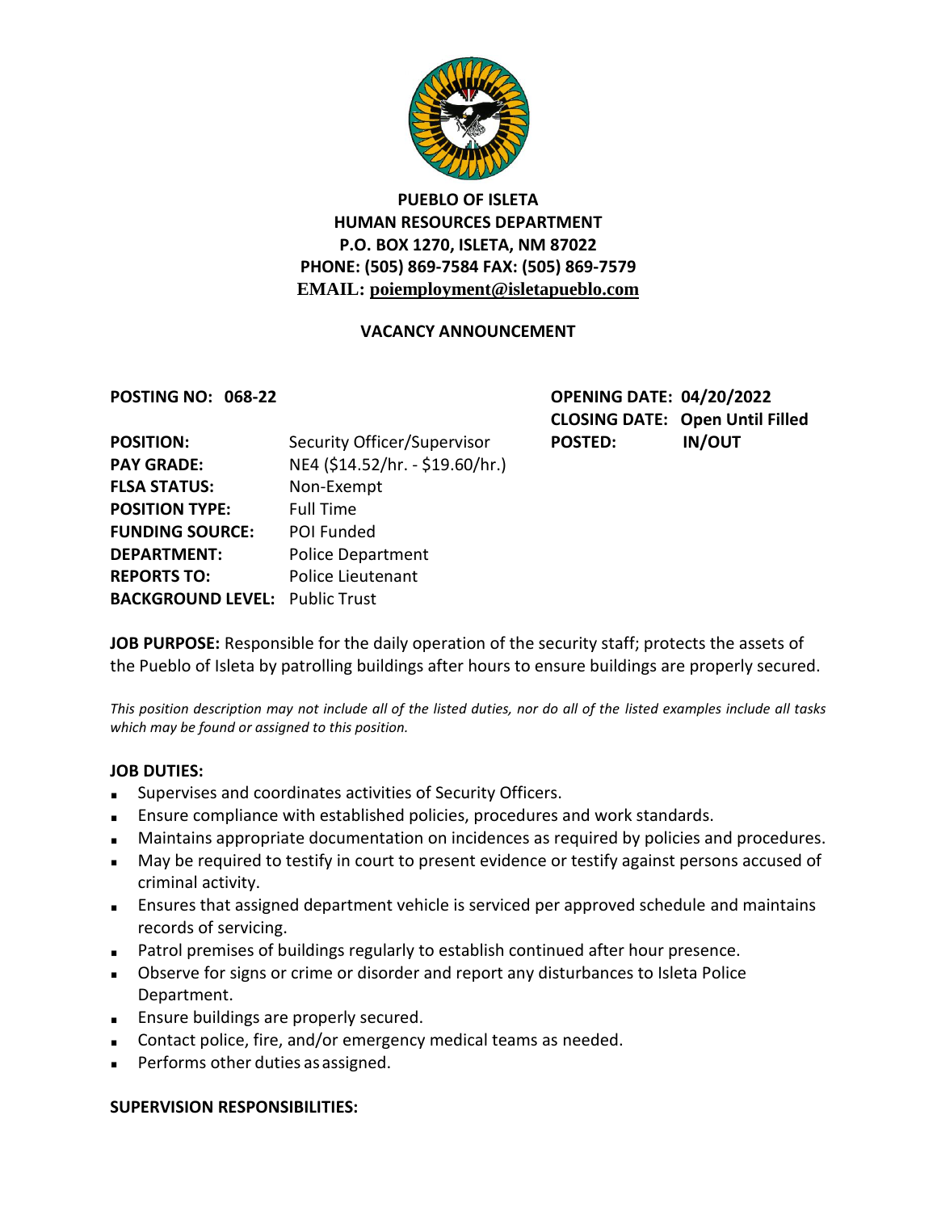**PUEBLO OF ISLETA**
**HUMAN RESOURCES DEPARTMENT**
**P.O. BOX 1270, ISLETA, NM 87022**
**PHONE: (505) 869-7584 FAX: (505) 869-7579**
**EMAIL: poiemployment@isletapueblo.com**

## VACANCY ANNOUNCEMENT

**POSTING NO: 068-22**

**OPENING DATE:** 04/20/2022
**CLOSING DATE:** Open Until Filled
**POSTED:** IN/OUT

**POSITION:** Security Officer/Supervisor
**PAY GRADE:** NE4 ($14.52/hr. - $19.60/hr.)
**FLSA STATUS:** Non-Exempt
**POSITION TYPE:** Full Time
**FUNDING SOURCE:** POI Funded
**DEPARTMENT:** Police Department
**REPORTS TO:** Police Lieutenant
**BACKGROUND LEVEL:** Public Trust

**JOB PURPOSE:** Responsible for the daily operation of the security staff; protects the assets of the Pueblo of Isleta by patrolling buildings after hours to ensure buildings are properly secured.

*This position description may not include all of the listed duties, nor do all of the listed examples include all tasks which may be found or assigned to this position.*

**JOB DUTIES:**

- Supervises and coordinates activities of Security Officers.
- Ensure compliance with established policies, procedures and work standards.
- Maintains appropriate documentation on incidences as required by policies and procedures.
- May be required to testify in court to present evidence or testify against persons accused of criminal activity.
- Ensures that assigned department vehicle is serviced per approved schedule and maintains records of servicing.
- Patrol premises of buildings regularly to establish continued after hour presence.
- Observe for signs or crime or disorder and report any disturbances to Isleta Police Department.
- Ensure buildings are properly secured.
- Contact police, fire, and/or emergency medical teams as needed.
- Performs other duties as assigned.

**SUPERVISION RESPONSIBILITIES:**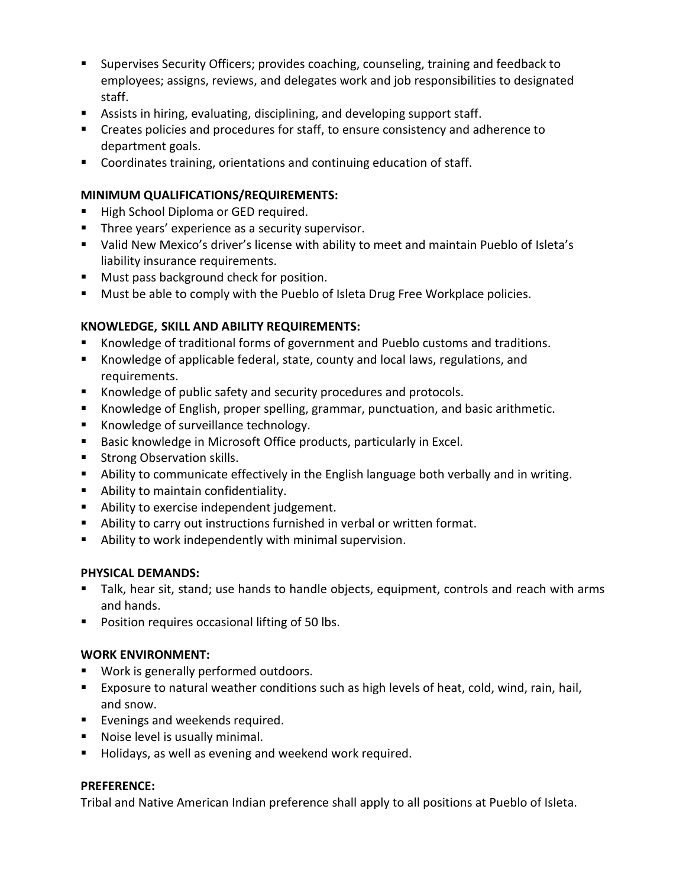- Supervises Security Officers; provides coaching, counseling, training and feedback to employees; assigns, reviews, and delegates work and job responsibilities to designated staff.
- Assists in hiring, evaluating, disciplining, and developing support staff.
- Creates policies and procedures for staff, to ensure consistency and adherence to department goals.
- Coordinates training, orientations and continuing education of staff.

**MINIMUM QUALIFICATIONS/REQUIREMENTS:**

- High School Diploma or GED required.
- Three years' experience as a security supervisor.
- Valid New Mexico's driver's license with ability to meet and maintain Pueblo of Isleta's liability insurance requirements.
- Must pass background check for position.
- Must be able to comply with the Pueblo of Isleta Drug Free Workplace policies.

**KNOWLEDGE, SKILL AND ABILITY REQUIREMENTS:**

- Knowledge of traditional forms of government and Pueblo customs and traditions.
- Knowledge of applicable federal, state, county and local laws, regulations, and requirements.
- Knowledge of public safety and security procedures and protocols.
- Knowledge of English, proper spelling, grammar, punctuation, and basic arithmetic.
- Knowledge of surveillance technology.
- Basic knowledge in Microsoft Office products, particularly in Excel.
- Strong Observation skills.
- Ability to communicate effectively in the English language both verbally and in writing.
- Ability to maintain confidentiality.
- Ability to exercise independent judgement.
- Ability to carry out instructions furnished in verbal or written format.
- Ability to work independently with minimal supervision.

**PHYSICAL DEMANDS:**

- Talk, hear sit, stand; use hands to handle objects, equipment, controls and reach with arms and hands.
- Position requires occasional lifting of 50 lbs.

**WORK ENVIRONMENT:**

- Work is generally performed outdoors.
- Exposure to natural weather conditions such as high levels of heat, cold, wind, rain, hail, and snow.
- Evenings and weekends required.
- Noise level is usually minimal.
- Holidays, as well as evening and weekend work required.

**PREFERENCE:**

Tribal and Native American Indian preference shall apply to all positions at Pueblo of Isleta.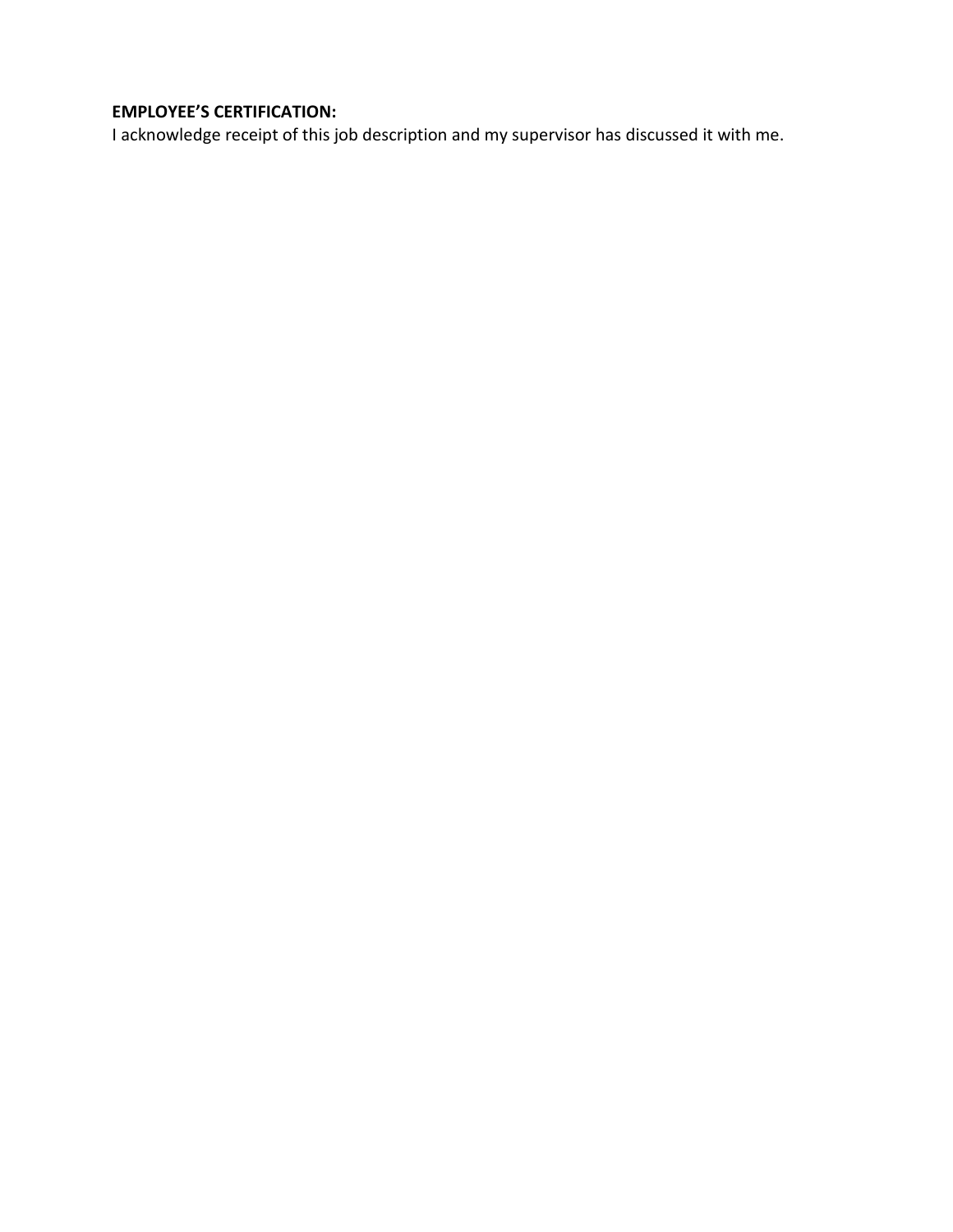**EMPLOYEE'S CERTIFICATION:**

I acknowledge receipt of this job description and my supervisor has discussed it with me.